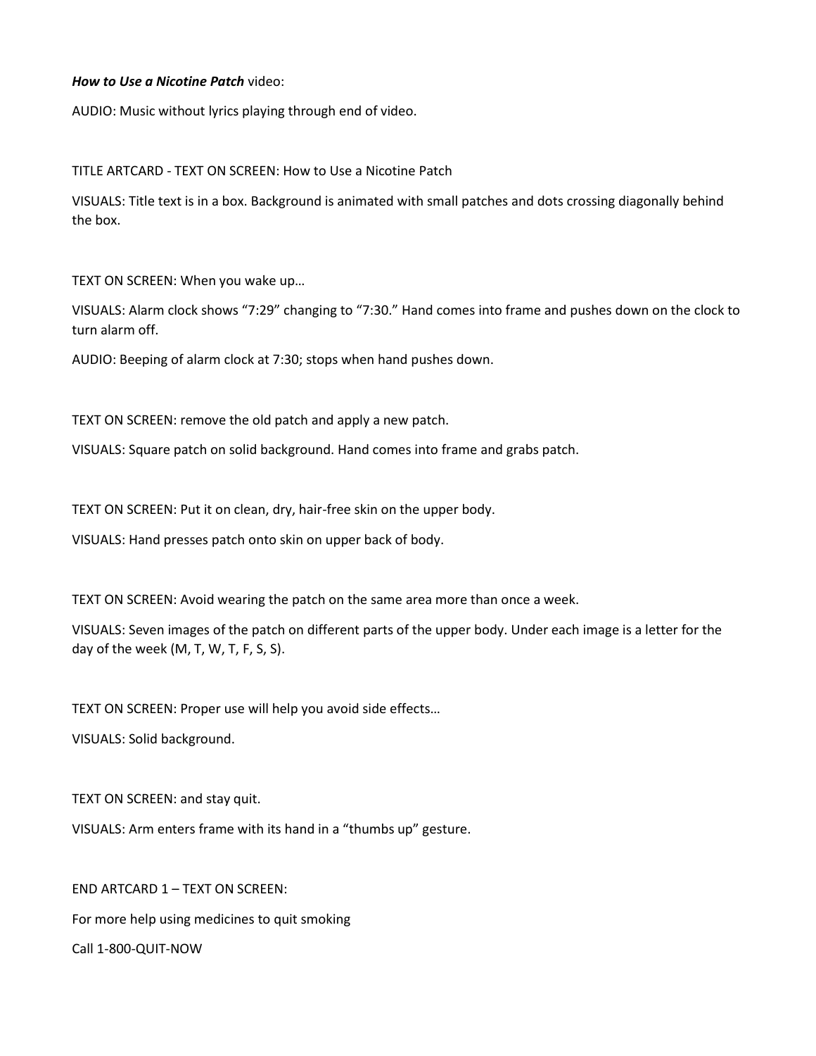***How to Use a Nicotine Patch*** video:

AUDIO: Music without lyrics playing through end of video.

TITLE ARTCARD - TEXT ON SCREEN: How to Use a Nicotine Patch

VISUALS: Title text is in a box. Background is animated with small patches and dots crossing diagonally behind the box.

TEXT ON SCREEN: When you wake up…

VISUALS: Alarm clock shows "7:29" changing to "7:30." Hand comes into frame and pushes down on the clock to turn alarm off.

AUDIO: Beeping of alarm clock at 7:30; stops when hand pushes down.

TEXT ON SCREEN: remove the old patch and apply a new patch.

VISUALS: Square patch on solid background. Hand comes into frame and grabs patch.

TEXT ON SCREEN: Put it on clean, dry, hair-free skin on the upper body.

VISUALS: Hand presses patch onto skin on upper back of body.

TEXT ON SCREEN: Avoid wearing the patch on the same area more than once a week.

VISUALS: Seven images of the patch on different parts of the upper body. Under each image is a letter for the day of the week (M, T, W, T, F, S, S).

TEXT ON SCREEN: Proper use will help you avoid side effects…

VISUALS: Solid background.

TEXT ON SCREEN: and stay quit.

VISUALS: Arm enters frame with its hand in a "thumbs up" gesture.

END ARTCARD 1 – TEXT ON SCREEN:

For more help using medicines to quit smoking

Call 1-800-QUIT-NOW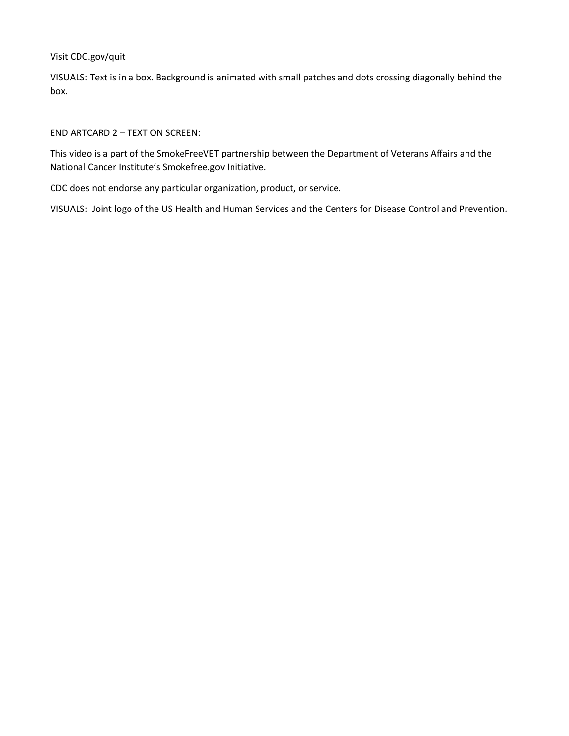Visit CDC.gov/quit

VISUALS: Text is in a box. Background is animated with small patches and dots crossing diagonally behind the box.

END ARTCARD 2 – TEXT ON SCREEN:

This video is a part of the SmokeFreeVET partnership between the Department of Veterans Affairs and the National Cancer Institute's Smokefree.gov Initiative.

CDC does not endorse any particular organization, product, or service.

VISUALS: Joint logo of the US Health and Human Services and the Centers for Disease Control and Prevention.